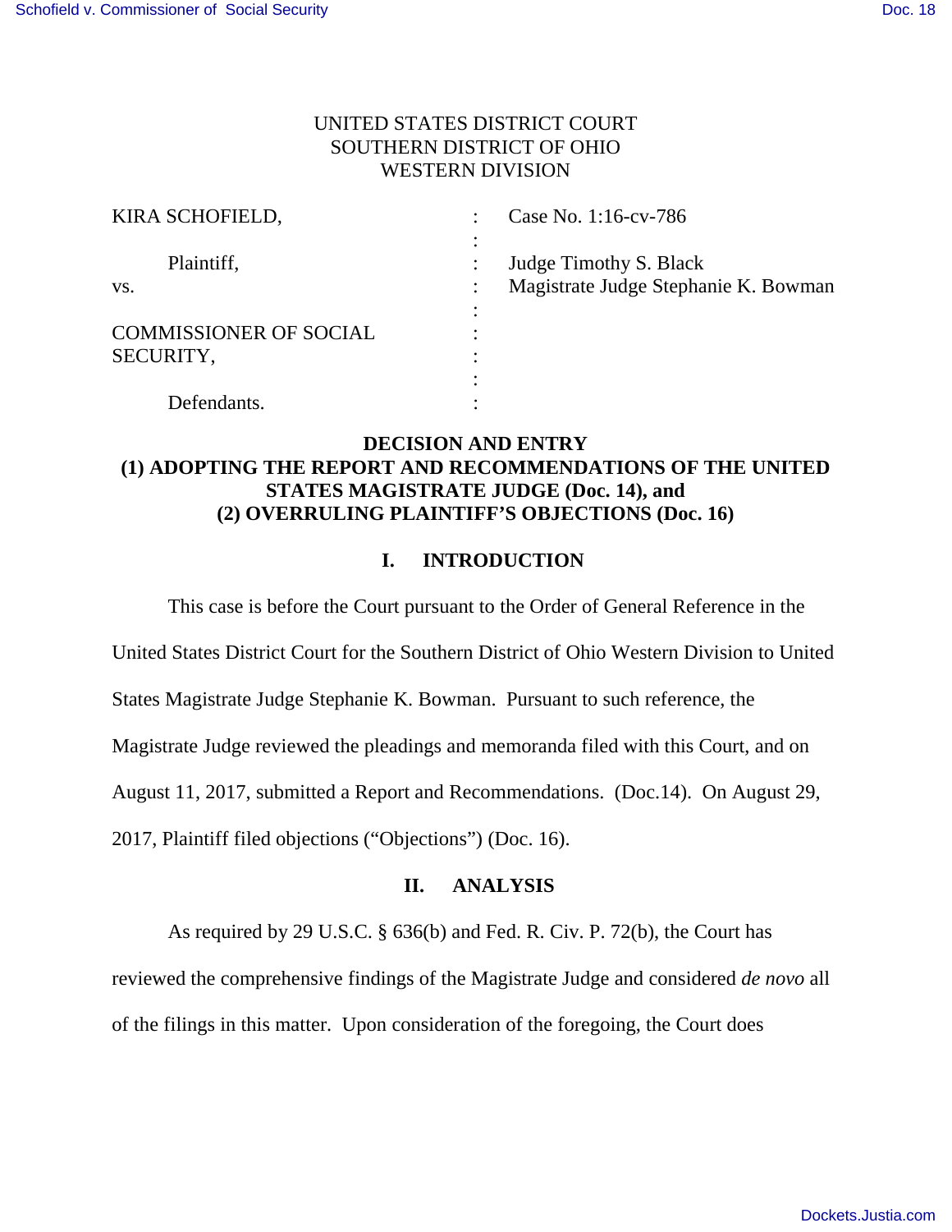UNITED STATES DISTRICT COURT
SOUTHERN DISTRICT OF OHIO
WESTERN DIVISION

| | | |
|---|---|---|
| KIRA SCHOFIELD, | : | Case No. 1:16-cv-786 |
| | : | |
| Plaintiff, | : | Judge Timothy S. Black |
| vs. | : | Magistrate Judge Stephanie K. Bowman |
| | : | |
| COMMISSIONER OF SOCIAL SECURITY, | : | |
| | : | |
| Defendants. | : | |

**DECISION AND ENTRY**
**(1) ADOPTING THE REPORT AND RECOMMENDATIONS OF THE UNITED STATES MAGISTRATE JUDGE (Doc. 14), and**
**(2) OVERRULING PLAINTIFF'S OBJECTIONS (Doc. 16)**

## I. INTRODUCTION

This case is before the Court pursuant to the Order of General Reference in the United States District Court for the Southern District of Ohio Western Division to United States Magistrate Judge Stephanie K. Bowman. Pursuant to such reference, the Magistrate Judge reviewed the pleadings and memoranda filed with this Court, and on August 11, 2017, submitted a Report and Recommendations. (Doc.14). On August 29, 2017, Plaintiff filed objections ("Objections") (Doc. 16).

## II. ANALYSIS

As required by 29 U.S.C. § 636(b) and Fed. R. Civ. P. 72(b), the Court has reviewed the comprehensive findings of the Magistrate Judge and considered *de novo* all of the filings in this matter. Upon consideration of the foregoing, the Court does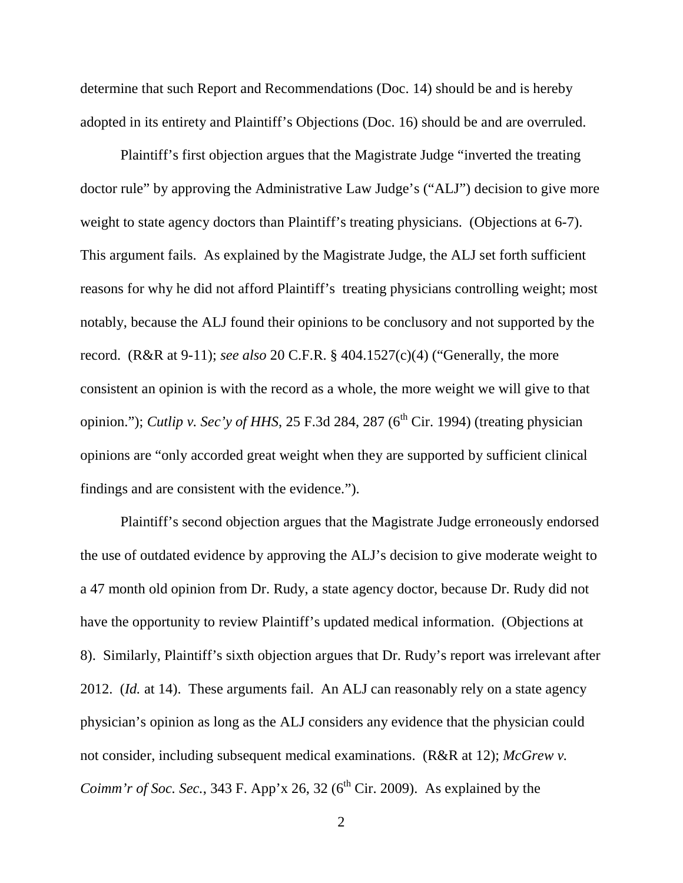determine that such Report and Recommendations (Doc. 14) should be and is hereby adopted in its entirety and Plaintiff's Objections (Doc. 16) should be and are overruled.

Plaintiff's first objection argues that the Magistrate Judge "inverted the treating doctor rule" by approving the Administrative Law Judge's ("ALJ") decision to give more weight to state agency doctors than Plaintiff's treating physicians. (Objections at 6-7). This argument fails. As explained by the Magistrate Judge, the ALJ set forth sufficient reasons for why he did not afford Plaintiff's treating physicians controlling weight; most notably, because the ALJ found their opinions to be conclusory and not supported by the record. (R&R at 9-11); *see also* 20 C.F.R. § 404.1527(c)(4) ("Generally, the more consistent an opinion is with the record as a whole, the more weight we will give to that opinion."); *Cutlip v. Sec'y of HHS*, 25 F.3d 284, 287 (6th Cir. 1994) (treating physician opinions are "only accorded great weight when they are supported by sufficient clinical findings and are consistent with the evidence.").

Plaintiff's second objection argues that the Magistrate Judge erroneously endorsed the use of outdated evidence by approving the ALJ's decision to give moderate weight to a 47 month old opinion from Dr. Rudy, a state agency doctor, because Dr. Rudy did not have the opportunity to review Plaintiff's updated medical information. (Objections at 8). Similarly, Plaintiff's sixth objection argues that Dr. Rudy's report was irrelevant after 2012. (*Id.* at 14). These arguments fail. An ALJ can reasonably rely on a state agency physician's opinion as long as the ALJ considers any evidence that the physician could not consider, including subsequent medical examinations. (R&R at 12); *McGrew v. Coimm'r of Soc. Sec.*, 343 F. App'x 26, 32 (6th Cir. 2009). As explained by the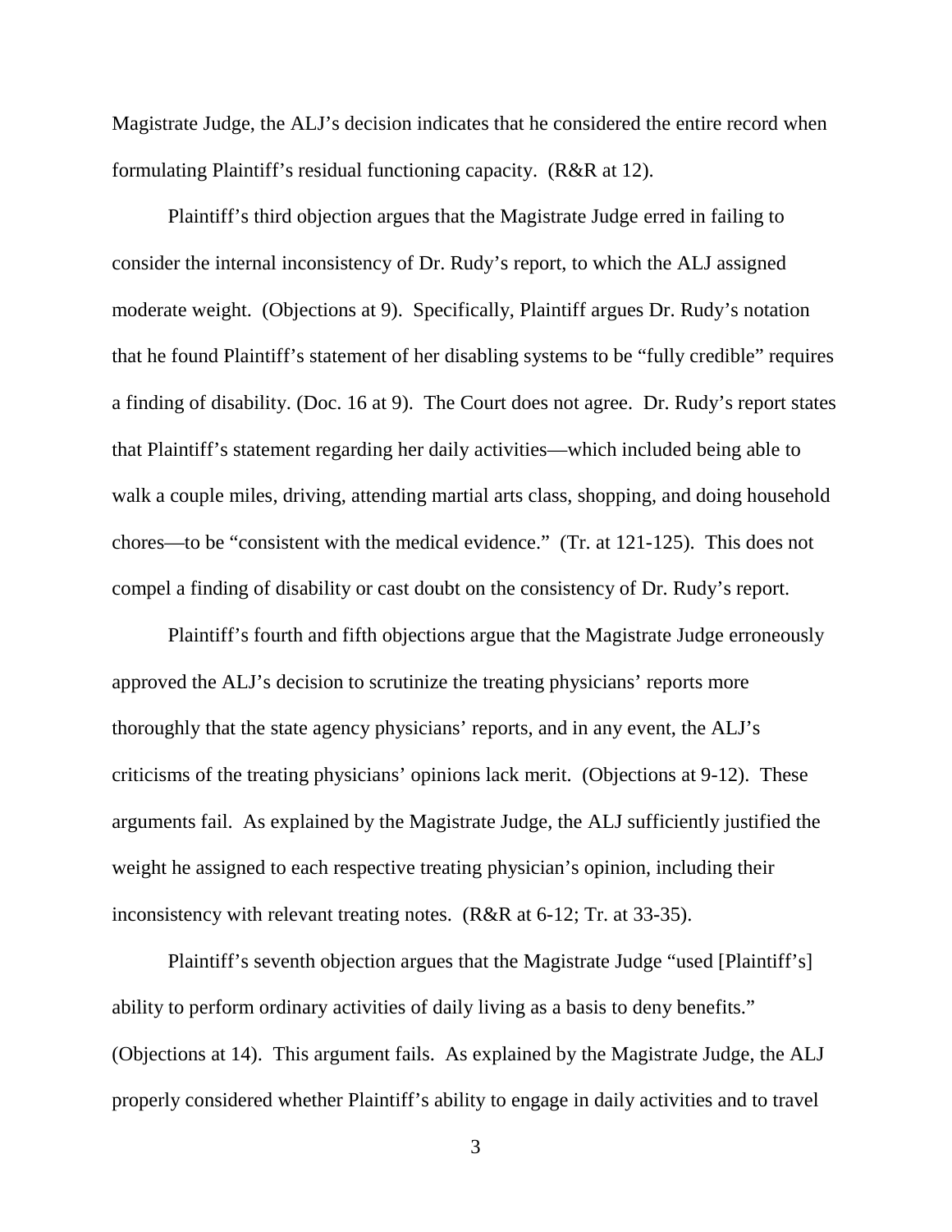Magistrate Judge, the ALJ's decision indicates that he considered the entire record when formulating Plaintiff's residual functioning capacity. (R&R at 12).

Plaintiff's third objection argues that the Magistrate Judge erred in failing to consider the internal inconsistency of Dr. Rudy's report, to which the ALJ assigned moderate weight. (Objections at 9). Specifically, Plaintiff argues Dr. Rudy's notation that he found Plaintiff's statement of her disabling systems to be "fully credible" requires a finding of disability. (Doc. 16 at 9). The Court does not agree. Dr. Rudy's report states that Plaintiff's statement regarding her daily activities—which included being able to walk a couple miles, driving, attending martial arts class, shopping, and doing household chores—to be "consistent with the medical evidence." (Tr. at 121-125). This does not compel a finding of disability or cast doubt on the consistency of Dr. Rudy's report.

Plaintiff's fourth and fifth objections argue that the Magistrate Judge erroneously approved the ALJ's decision to scrutinize the treating physicians' reports more thoroughly that the state agency physicians' reports, and in any event, the ALJ's criticisms of the treating physicians' opinions lack merit. (Objections at 9-12). These arguments fail. As explained by the Magistrate Judge, the ALJ sufficiently justified the weight he assigned to each respective treating physician's opinion, including their inconsistency with relevant treating notes. (R&R at 6-12; Tr. at 33-35).

Plaintiff's seventh objection argues that the Magistrate Judge "used [Plaintiff's] ability to perform ordinary activities of daily living as a basis to deny benefits." (Objections at 14). This argument fails. As explained by the Magistrate Judge, the ALJ properly considered whether Plaintiff's ability to engage in daily activities and to travel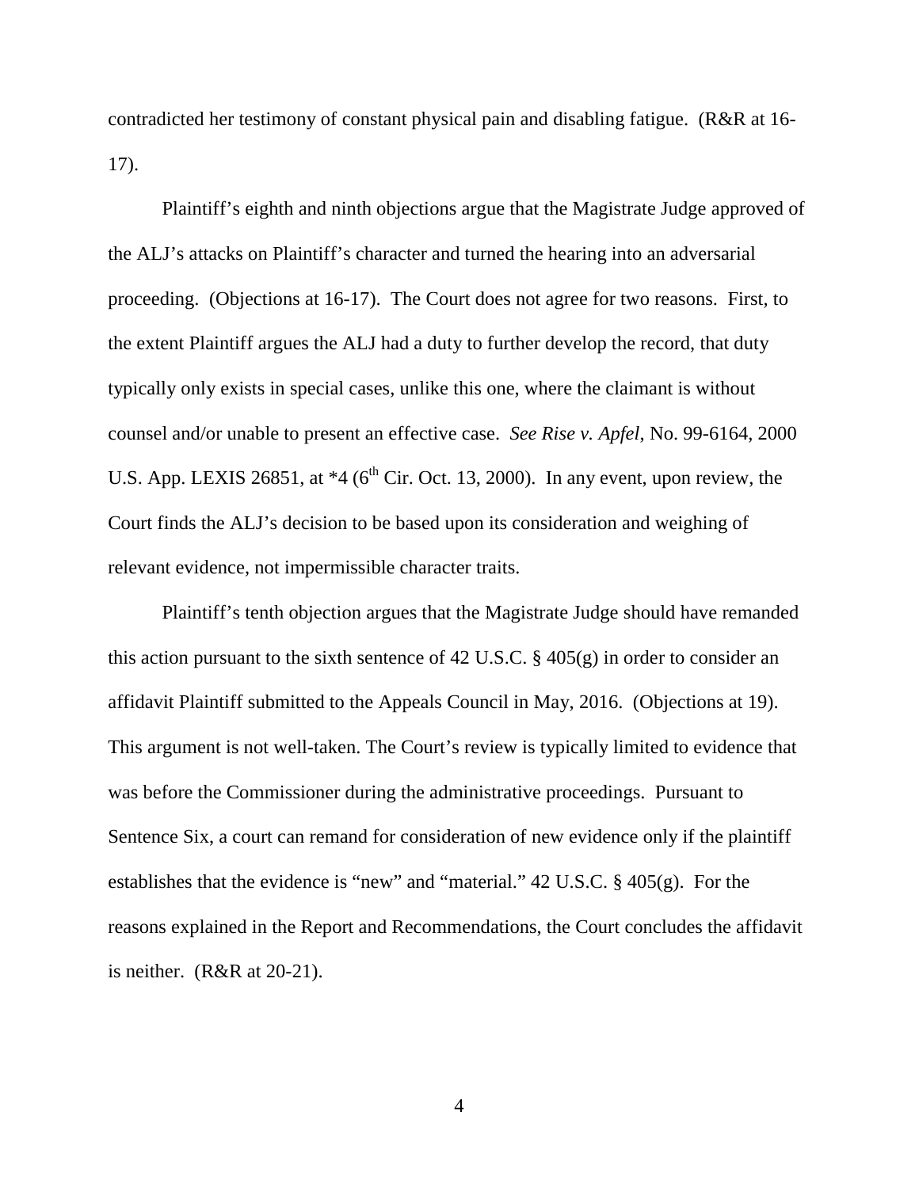contradicted her testimony of constant physical pain and disabling fatigue. (R&R at 16-17).

Plaintiff's eighth and ninth objections argue that the Magistrate Judge approved of the ALJ's attacks on Plaintiff's character and turned the hearing into an adversarial proceeding. (Objections at 16-17). The Court does not agree for two reasons. First, to the extent Plaintiff argues the ALJ had a duty to further develop the record, that duty typically only exists in special cases, unlike this one, where the claimant is without counsel and/or unable to present an effective case. *See Rise v. Apfel*, No. 99-6164, 2000 U.S. App. LEXIS 26851, at *4 (6th Cir. Oct. 13, 2000). In any event, upon review, the Court finds the ALJ's decision to be based upon its consideration and weighing of relevant evidence, not impermissible character traits.

Plaintiff's tenth objection argues that the Magistrate Judge should have remanded this action pursuant to the sixth sentence of 42 U.S.C. § 405(g) in order to consider an affidavit Plaintiff submitted to the Appeals Council in May, 2016. (Objections at 19). This argument is not well-taken. The Court's review is typically limited to evidence that was before the Commissioner during the administrative proceedings. Pursuant to Sentence Six, a court can remand for consideration of new evidence only if the plaintiff establishes that the evidence is "new" and "material." 42 U.S.C. § 405(g). For the reasons explained in the Report and Recommendations, the Court concludes the affidavit is neither. (R&R at 20-21).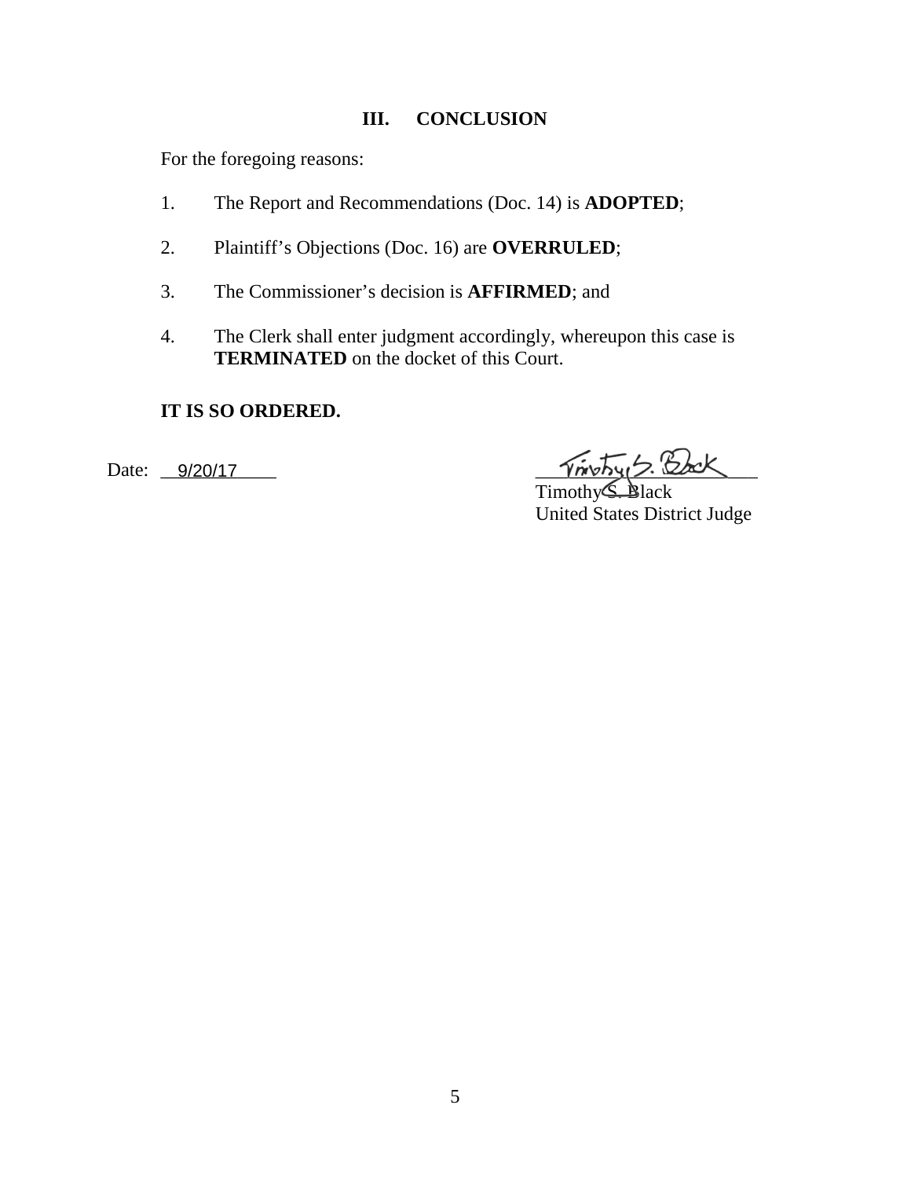## III. CONCLUSION

For the foregoing reasons:

1. The Report and Recommendations (Doc. 14) is **ADOPTED**;

2. Plaintiff's Objections (Doc. 16) are **OVERRULED**;

3. The Commissioner's decision is **AFFIRMED**; and

4. The Clerk shall enter judgment accordingly, whereupon this case is **TERMINATED** on the docket of this Court.

**IT IS SO ORDERED.**

Date: 9/20/17

Timothy S. Black
United States District Judge